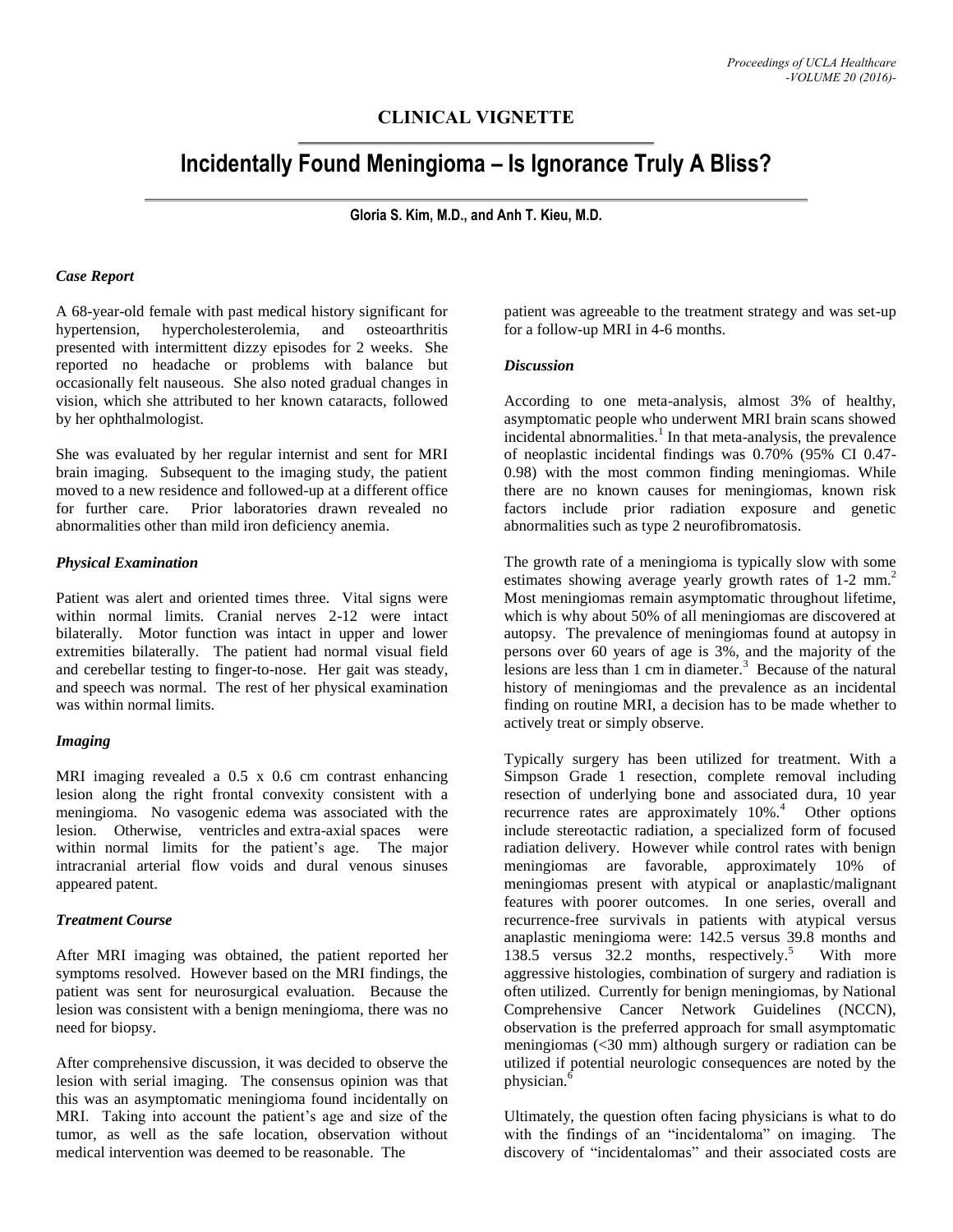## CLINICAL VIGNETTE

# Incidentally Found Meningioma – Is Ignorance Truly A Bliss?

**Gloria S. Kim, M.D., and Anh T. Kieu, M.D.**

### *Case Report*

A 68-year-old female with past medical history significant for hypertension, hypercholesterolemia, and osteoarthritis presented with intermittent dizzy episodes for 2 weeks. She reported no headache or problems with balance but occasionally felt nauseous. She also noted gradual changes in vision, which she attributed to her known cataracts, followed by her ophthalmologist.

She was evaluated by her regular internist and sent for MRI brain imaging. Subsequent to the imaging study, the patient moved to a new residence and followed-up at a different office for further care. Prior laboratories drawn revealed no abnormalities other than mild iron deficiency anemia.

### *Physical Examination*

Patient was alert and oriented times three. Vital signs were within normal limits. Cranial nerves 2-12 were intact bilaterally. Motor function was intact in upper and lower extremities bilaterally. The patient had normal visual field and cerebellar testing to finger-to-nose. Her gait was steady, and speech was normal. The rest of her physical examination was within normal limits.

### *Imaging*

MRI imaging revealed a 0.5 x 0.6 cm contrast enhancing lesion along the right frontal convexity consistent with a meningioma. No vasogenic edema was associated with the lesion. Otherwise, ventricles and extra-axial spaces were within normal limits for the patient's age. The major intracranial arterial flow voids and dural venous sinuses appeared patent.

### *Treatment Course*

After MRI imaging was obtained, the patient reported her symptoms resolved. However based on the MRI findings, the patient was sent for neurosurgical evaluation. Because the lesion was consistent with a benign meningioma, there was no need for biopsy.

After comprehensive discussion, it was decided to observe the lesion with serial imaging. The consensus opinion was that this was an asymptomatic meningioma found incidentally on MRI. Taking into account the patient's age and size of the tumor, as well as the safe location, observation without medical intervention was deemed to be reasonable. The patient was agreeable to the treatment strategy and was set-up for a follow-up MRI in 4-6 months.

### *Discussion*

According to one meta-analysis, almost 3% of healthy, asymptomatic people who underwent MRI brain scans showed incidental abnormalities.[1] In that meta-analysis, the prevalence of neoplastic incidental findings was 0.70% (95% CI 0.47-0.98) with the most common finding meningiomas. While there are no known causes for meningiomas, known risk factors include prior radiation exposure and genetic abnormalities such as type 2 neurofibromatosis.

The growth rate of a meningioma is typically slow with some estimates showing average yearly growth rates of 1-2 mm.[2] Most meningiomas remain asymptomatic throughout lifetime, which is why about 50% of all meningiomas are discovered at autopsy. The prevalence of meningiomas found at autopsy in persons over 60 years of age is 3%, and the majority of the lesions are less than 1 cm in diameter.[3] Because of the natural history of meningiomas and the prevalence as an incidental finding on routine MRI, a decision has to be made whether to actively treat or simply observe.

Typically surgery has been utilized for treatment. With a Simpson Grade 1 resection, complete removal including resection of underlying bone and associated dura, 10 year recurrence rates are approximately 10%.[4] Other options include stereotactic radiation, a specialized form of focused radiation delivery. However while control rates with benign meningiomas are favorable, approximately 10% of meningiomas present with atypical or anaplastic/malignant features with poorer outcomes. In one series, overall and recurrence-free survivals in patients with atypical versus anaplastic meningioma were: 142.5 versus 39.8 months and 138.5 versus 32.2 months, respectively.[5] With more aggressive histologies, combination of surgery and radiation is often utilized. Currently for benign meningiomas, by National Comprehensive Cancer Network Guidelines (NCCN), observation is the preferred approach for small asymptomatic meningiomas (<30 mm) although surgery or radiation can be utilized if potential neurologic consequences are noted by the physician.[6]

Ultimately, the question often facing physicians is what to do with the findings of an "incidentaloma" on imaging. The discovery of "incidentalomas" and their associated costs are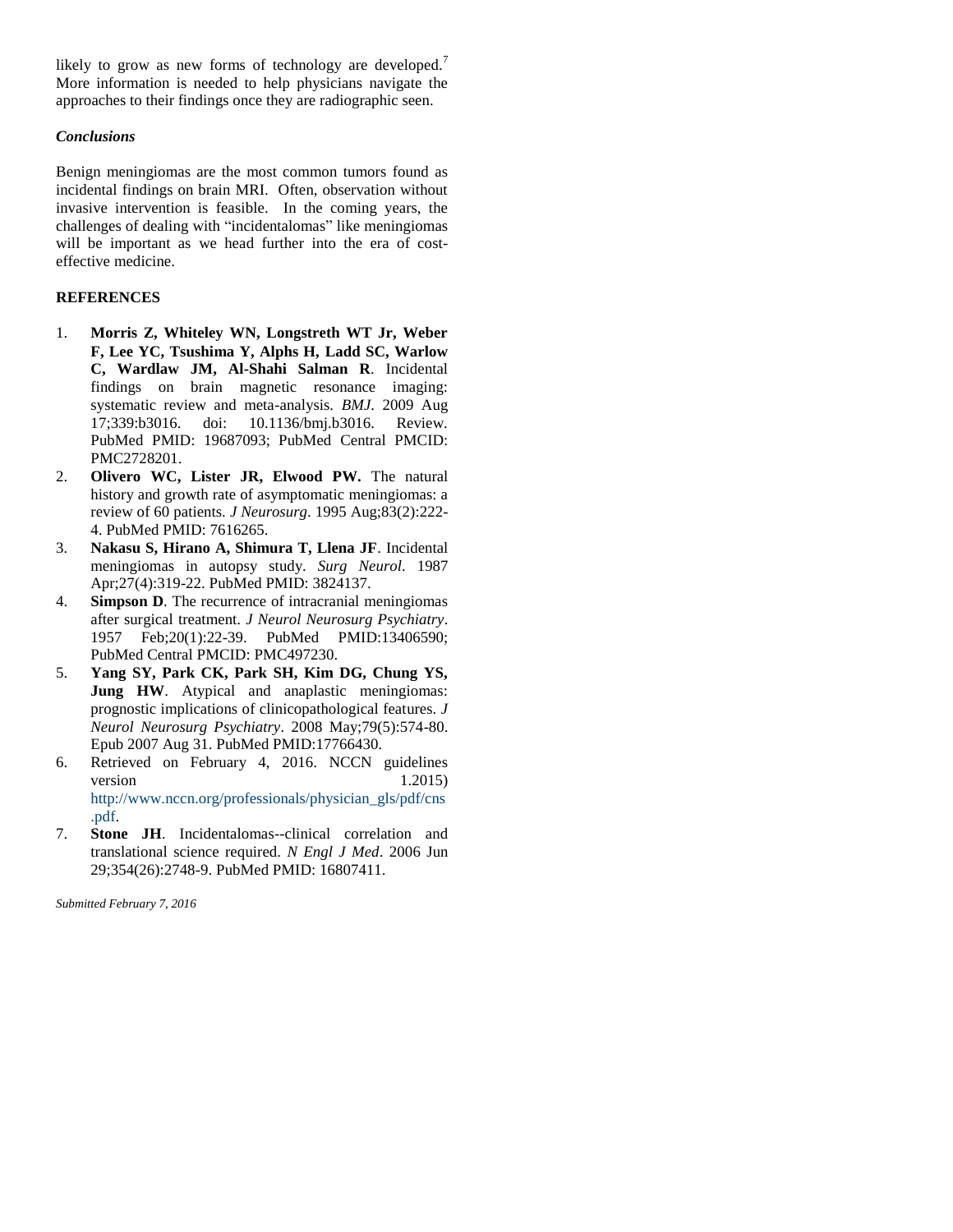likely to grow as new forms of technology are developed.[7] More information is needed to help physicians navigate the approaches to their findings once they are radiographic seen.

### *Conclusions*

Benign meningiomas are the most common tumors found as incidental findings on brain MRI. Often, observation without invasive intervention is feasible. In the coming years, the challenges of dealing with "incidentalomas" like meningiomas will be important as we head further into the era of cost-effective medicine.

## REFERENCES

1. **Morris Z, Whiteley WN, Longstreth WT Jr, Weber F, Lee YC, Tsushima Y, Alphs H, Ladd SC, Warlow C, Wardlaw JM, Al-Shahi Salman R**. Incidental findings on brain magnetic resonance imaging: systematic review and meta-analysis. *BMJ*. 2009 Aug 17;339:b3016. doi: 10.1136/bmj.b3016. Review. PubMed PMID: 19687093; PubMed Central PMCID: PMC2728201.
2. **Olivero WC, Lister JR, Elwood PW.** The natural history and growth rate of asymptomatic meningiomas: a review of 60 patients. *J Neurosurg*. 1995 Aug;83(2):222-4. PubMed PMID: 7616265.
3. **Nakasu S, Hirano A, Shimura T, Llena JF**. Incidental meningiomas in autopsy study. *Surg Neurol*. 1987 Apr;27(4):319-22. PubMed PMID: 3824137.
4. **Simpson D**. The recurrence of intracranial meningiomas after surgical treatment. *J Neurol Neurosurg Psychiatry*. 1957 Feb;20(1):22-39. PubMed PMID:13406590; PubMed Central PMCID: PMC497230.
5. **Yang SY, Park CK, Park SH, Kim DG, Chung YS, Jung HW**. Atypical and anaplastic meningiomas: prognostic implications of clinicopathological features. *J Neurol Neurosurg Psychiatry*. 2008 May;79(5):574-80. Epub 2007 Aug 31. PubMed PMID:17766430.
6. Retrieved on February 4, 2016. NCCN guidelines version 1.2015) http://www.nccn.org/professionals/physician_gls/pdf/cns.pdf.
7. **Stone JH**. Incidentalomas--clinical correlation and translational science required. *N Engl J Med*. 2006 Jun 29;354(26):2748-9. PubMed PMID: 16807411.

*Submitted February 7, 2016*